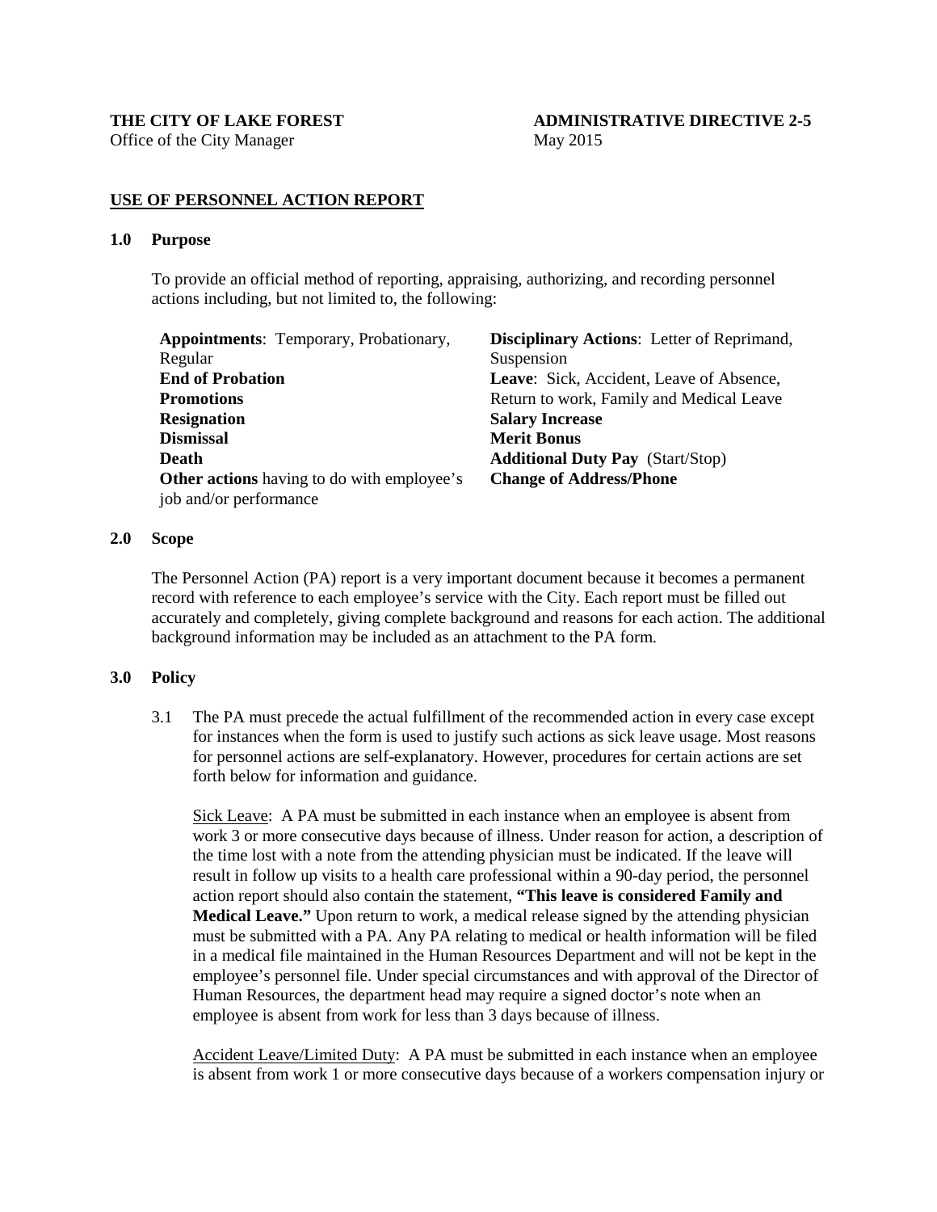**THE CITY OF LAKE FOREST**
Office of the City Manager

**ADMINISTRATIVE DIRECTIVE 2-5**
May 2015

## <u>USE OF PERSONNEL ACTION REPORT</u>

### 1.0 Purpose

To provide an official method of reporting, appraising, authorizing, and recording personnel actions including, but not limited to, the following:

**Appointments**: Temporary, Probationary, Regular
**End of Probation**
**Promotions**
**Resignation**
**Dismissal**
**Death**
**Other actions** having to do with employee's job and/or performance

**Disciplinary Actions**: Letter of Reprimand, Suspension
**Leave**: Sick, Accident, Leave of Absence, Return to work, Family and Medical Leave
**Salary Increase**
**Merit Bonus**
**Additional Duty Pay** (Start/Stop)
**Change of Address/Phone**

### 2.0 Scope

The Personnel Action (PA) report is a very important document because it becomes a permanent record with reference to each employee's service with the City. Each report must be filled out accurately and completely, giving complete background and reasons for each action. The additional background information may be included as an attachment to the PA form.

### 3.0 Policy

3.1 The PA must precede the actual fulfillment of the recommended action in every case except for instances when the form is used to justify such actions as sick leave usage. Most reasons for personnel actions are self-explanatory. However, procedures for certain actions are set forth below for information and guidance.

<u>Sick Leave</u>: A PA must be submitted in each instance when an employee is absent from work 3 or more consecutive days because of illness. Under reason for action, a description of the time lost with a note from the attending physician must be indicated. If the leave will result in follow up visits to a health care professional within a 90-day period, the personnel action report should also contain the statement, **"This leave is considered Family and Medical Leave."** Upon return to work, a medical release signed by the attending physician must be submitted with a PA. Any PA relating to medical or health information will be filed in a medical file maintained in the Human Resources Department and will not be kept in the employee's personnel file. Under special circumstances and with approval of the Director of Human Resources, the department head may require a signed doctor's note when an employee is absent from work for less than 3 days because of illness.

<u>Accident Leave/Limited Duty</u>: A PA must be submitted in each instance when an employee is absent from work 1 or more consecutive days because of a workers compensation injury or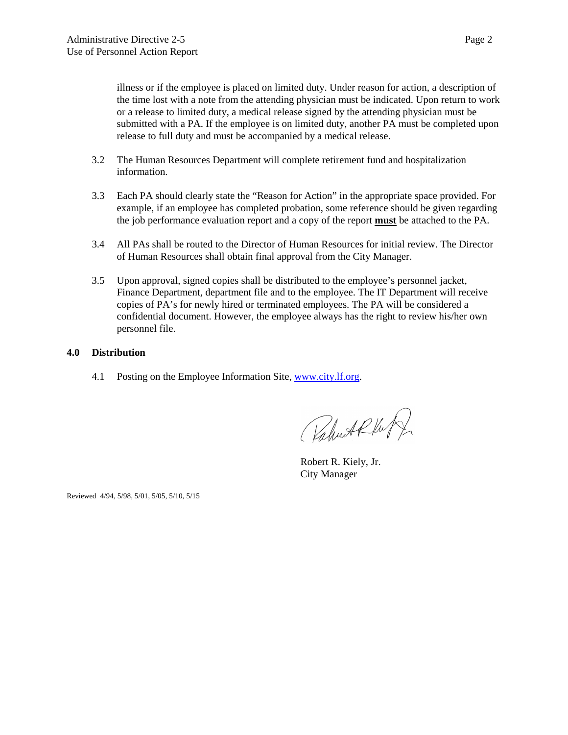illness or if the employee is placed on limited duty. Under reason for action, a description of the time lost with a note from the attending physician must be indicated. Upon return to work or a release to limited duty, a medical release signed by the attending physician must be submitted with a PA. If the employee is on limited duty, another PA must be completed upon release to full duty and must be accompanied by a medical release.

3.2 The Human Resources Department will complete retirement fund and hospitalization information.

3.3 Each PA should clearly state the "Reason for Action" in the appropriate space provided. For example, if an employee has completed probation, some reference should be given regarding the job performance evaluation report and a copy of the report **must** be attached to the PA.

3.4 All PAs shall be routed to the Director of Human Resources for initial review. The Director of Human Resources shall obtain final approval from the City Manager.

3.5 Upon approval, signed copies shall be distributed to the employee's personnel jacket, Finance Department, department file and to the employee. The IT Department will receive copies of PA's for newly hired or terminated employees. The PA will be considered a confidential document. However, the employee always has the right to review his/her own personnel file.

## 4.0 Distribution

4.1 Posting on the Employee Information Site, www.city.lf.org.

Robert R. Kiely, Jr.
City Manager

Reviewed 4/94, 5/98, 5/01, 5/05, 5/10, 5/15